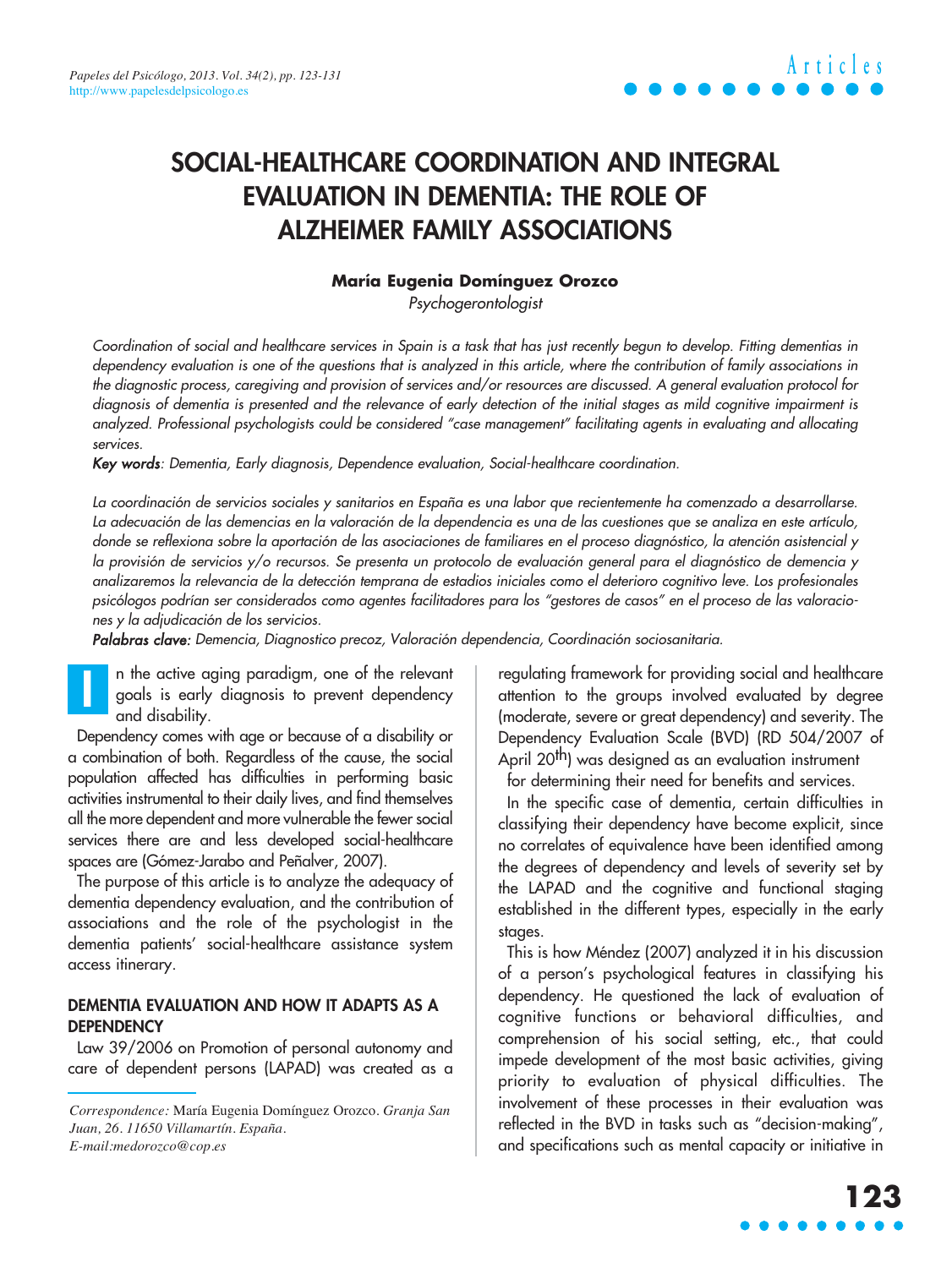# SOCIAL-HEALTHCARE COORDINATION AND INTEGRAL EVALUATION IN DEMENTIA: THE ROLE OF ALZHEIMER FAMILY ASSOCIATIONS

**María Eugenia Domínguez Orozco**

*Psychogerontologist*

*Coordination of social and healthcare services in Spain is a task that has just recently begun to develop. Fitting dementias in dependency evaluation is one of the questions that is analyzed in this article, where the contribution of family associations in the diagnostic process, caregiving and provision of services and/or resources are discussed. A general evaluation protocol for diagnosis of dementia is presented and the relevance of early detection of the initial stages as mild cognitive impairment is analyzed. Professional psychologists could be considered "case management" facilitating agents in evaluating and allocating services.*

***Key words***: *Dementia, Early diagnosis, Dependence evaluation, Social-healthcare coordination.*

*La coordinación de servicios sociales y sanitarios en España es una labor que recientemente ha comenzado a desarrollarse. La adecuación de las demencias en la valoración de la dependencia es una de las cuestiones que se analiza en este artículo, donde se reflexiona sobre la aportación de las asociaciones de familiares en el proceso diagnóstico, la atención asistencial y la provisión de servicios y/o recursos. Se presenta un protocolo de evaluación general para el diagnóstico de demencia y analizaremos la relevancia de la detección temprana de estadios iniciales como el deterioro cognitivo leve. Los profesionales psicólogos podrían ser considerados como agentes facilitadores para los "gestores de casos" en el proceso de las valoraciones y la adjudicación de los servicios.*

***Palabras clave:*** *Demencia, Diagnostico precoz, Valoración dependencia, Coordinación sociosanitaria.*

In the active aging paradigm, one of the relevant goals is early diagnosis to prevent dependency and disability.

Dependency comes with age or because of a disability or a combination of both. Regardless of the cause, the social population affected has difficulties in performing basic activities instrumental to their daily lives, and find themselves all the more dependent and more vulnerable the fewer social services there are and less developed social-healthcare spaces are (Gómez-Jarabo and Peñalver, 2007).

The purpose of this article is to analyze the adequacy of dementia dependency evaluation, and the contribution of associations and the role of the psychologist in the dementia patients' social-healthcare assistance system access itinerary.

## DEMENTIA EVALUATION AND HOW IT ADAPTS AS A DEPENDENCY

Law 39/2006 on Promotion of personal autonomy and care of dependent persons (LAPAD) was created as a regulating framework for providing social and healthcare attention to the groups involved evaluated by degree (moderate, severe or great dependency) and severity. The Dependency Evaluation Scale (BVD) (RD 504/2007 of April 20th) was designed as an evaluation instrument for determining their need for benefits and services.

In the specific case of dementia, certain difficulties in classifying their dependency have become explicit, since no correlates of equivalence have been identified among the degrees of dependency and levels of severity set by the LAPAD and the cognitive and functional staging established in the different types, especially in the early stages.

This is how Méndez (2007) analyzed it in his discussion of a person's psychological features in classifying his dependency. He questioned the lack of evaluation of cognitive functions or behavioral difficulties, and comprehension of his social setting, etc., that could impede development of the most basic activities, giving priority to evaluation of physical difficulties. The involvement of these processes in their evaluation was reflected in the BVD in tasks such as "decision-making", and specifications such as mental capacity or initiative in

*Correspondence:* María Eugenia Domínguez Orozco. *Granja San Juan, 26. 11650 Villamartín. España. E-mail:medorozco@cop.es*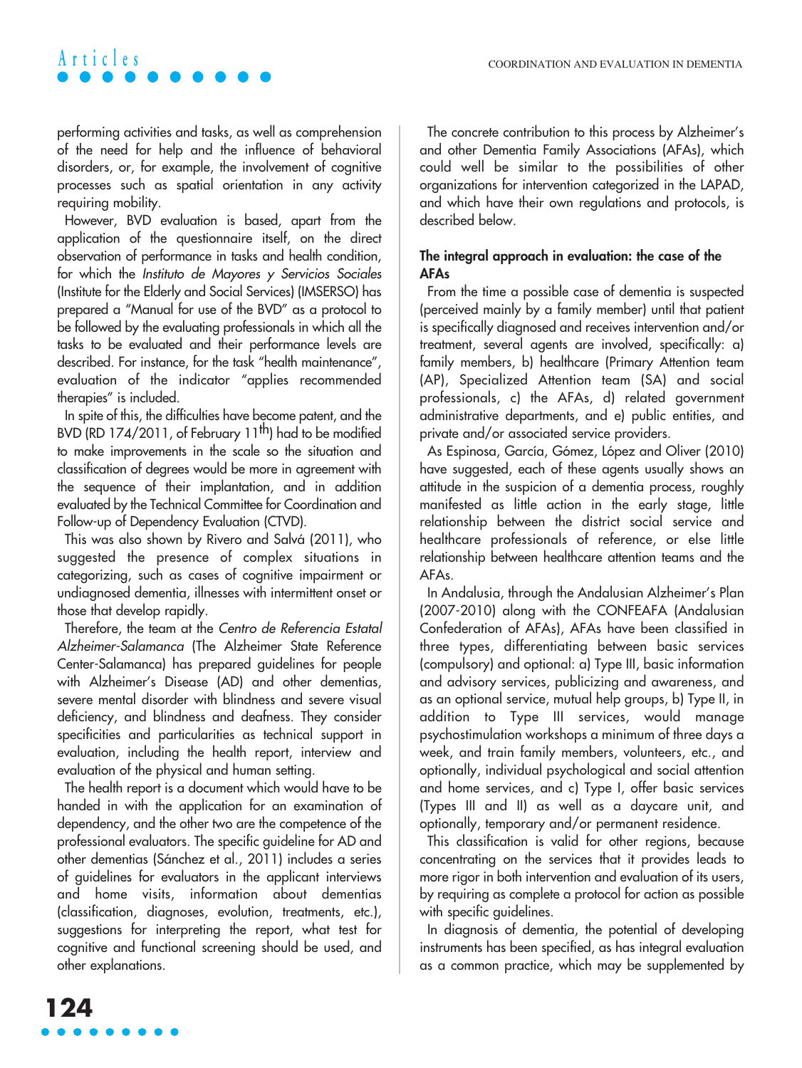performing activities and tasks, as well as comprehension of the need for help and the influence of behavioral disorders, or, for example, the involvement of cognitive processes such as spatial orientation in any activity requiring mobility.

However, BVD evaluation is based, apart from the application of the questionnaire itself, on the direct observation of performance in tasks and health condition, for which the *Instituto de Mayores y Servicios Sociales* (Institute for the Elderly and Social Services) (IMSERSO) has prepared a "Manual for use of the BVD" as a protocol to be followed by the evaluating professionals in which all the tasks to be evaluated and their performance levels are described. For instance, for the task "health maintenance", evaluation of the indicator "applies recommended therapies" is included.

In spite of this, the difficulties have become patent, and the BVD (RD 174/2011, of February 11th) had to be modified to make improvements in the scale so the situation and classification of degrees would be more in agreement with the sequence of their implantation, and in addition evaluated by the Technical Committee for Coordination and Follow-up of Dependency Evaluation (CTVD).

This was also shown by Rivero and Salvá (2011), who suggested the presence of complex situations in categorizing, such as cases of cognitive impairment or undiagnosed dementia, illnesses with intermittent onset or those that develop rapidly.

Therefore, the team at the *Centro de Referencia Estatal Alzheimer-Salamanca* (The Alzheimer State Reference Center-Salamanca) has prepared guidelines for people with Alzheimer's Disease (AD) and other dementias, severe mental disorder with blindness and severe visual deficiency, and blindness and deafness. They consider specificities and particularities as technical support in evaluation, including the health report, interview and evaluation of the physical and human setting.

The health report is a document which would have to be handed in with the application for an examination of dependency, and the other two are the competence of the professional evaluators. The specific guideline for AD and other dementias (Sánchez et al., 2011) includes a series of guidelines for evaluators in the applicant interviews and home visits, information about dementias (classification, diagnoses, evolution, treatments, etc.), suggestions for interpreting the report, what test for cognitive and functional screening should be used, and other explanations.

The concrete contribution to this process by Alzheimer's and other Dementia Family Associations (AFAs), which could well be similar to the possibilities of other organizations for intervention categorized in the LAPAD, and which have their own regulations and protocols, is described below.

**The integral approach in evaluation: the case of the AFAs**

From the time a possible case of dementia is suspected (perceived mainly by a family member) until that patient is specifically diagnosed and receives intervention and/or treatment, several agents are involved, specifically: a) family members, b) healthcare (Primary Attention team (AP), Specialized Attention team (SA) and social professionals, c) the AFAs, d) related government administrative departments, and e) public entities, and private and/or associated service providers.

As Espinosa, García, Gómez, López and Oliver (2010) have suggested, each of these agents usually shows an attitude in the suspicion of a dementia process, roughly manifested as little action in the early stage, little relationship between the district social service and healthcare professionals of reference, or else little relationship between healthcare attention teams and the AFAs.

In Andalusia, through the Andalusian Alzheimer's Plan (2007-2010) along with the CONFEAFA (Andalusian Confederation of AFAs), AFAs have been classified in three types, differentiating between basic services (compulsory) and optional: a) Type III, basic information and advisory services, publicizing and awareness, and as an optional service, mutual help groups, b) Type II, in addition to Type III services, would manage psychostimulation workshops a minimum of three days a week, and train family members, volunteers, etc., and optionally, individual psychological and social attention and home services, and c) Type I, offer basic services (Types III and II) as well as a daycare unit, and optionally, temporary and/or permanent residence.

This classification is valid for other regions, because concentrating on the services that it provides leads to more rigor in both intervention and evaluation of its users, by requiring as complete a protocol for action as possible with specific guidelines.

In diagnosis of dementia, the potential of developing instruments has been specified, as has integral evaluation as a common practice, which may be supplemented by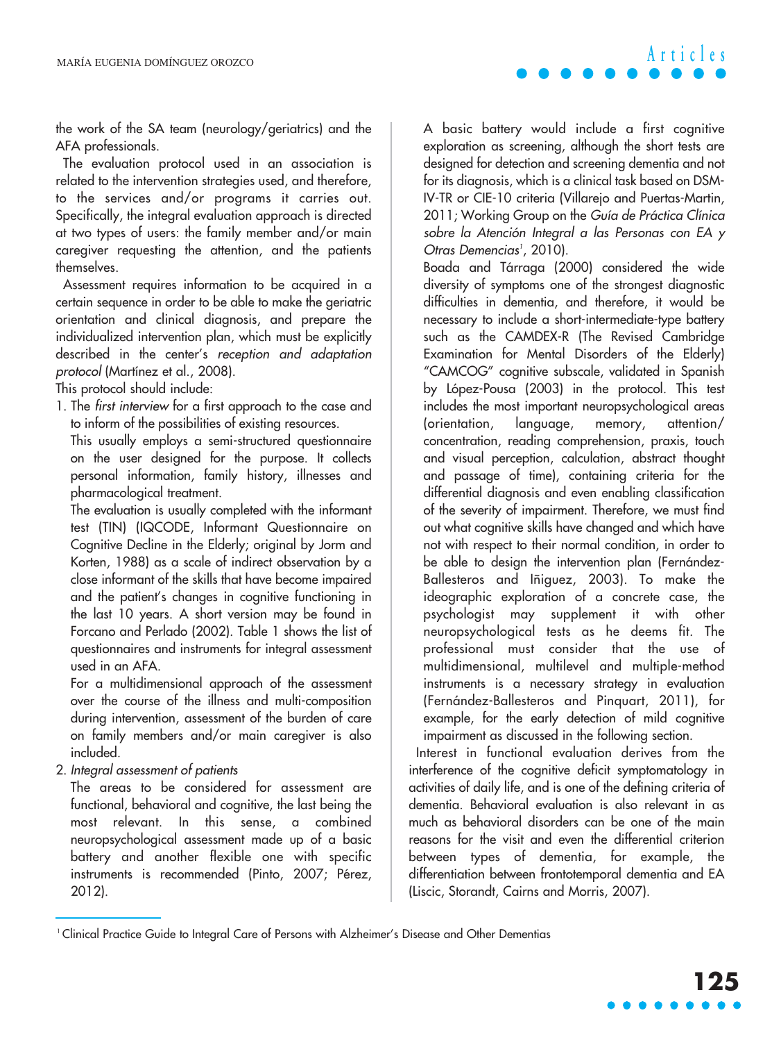the work of the SA team (neurology/geriatrics) and the AFA professionals.

The evaluation protocol used in an association is related to the intervention strategies used, and therefore, to the services and/or programs it carries out. Specifically, the integral evaluation approach is directed at two types of users: the family member and/or main caregiver requesting the attention, and the patients themselves.

Assessment requires information to be acquired in a certain sequence in order to be able to make the geriatric orientation and clinical diagnosis, and prepare the individualized intervention plan, which must be explicitly described in the center's *reception and adaptation protocol* (Martínez et al., 2008).

This protocol should include:

1. The *first interview* for a first approach to the case and to inform of the possibilities of existing resources.

   This usually employs a semi-structured questionnaire on the user designed for the purpose. It collects personal information, family history, illnesses and pharmacological treatment.

   The evaluation is usually completed with the informant test (TIN) (IQCODE, Informant Questionnaire on Cognitive Decline in the Elderly; original by Jorm and Korten, 1988) as a scale of indirect observation by a close informant of the skills that have become impaired and the patient's changes in cognitive functioning in the last 10 years. A short version may be found in Forcano and Perlado (2002). Table 1 shows the list of questionnaires and instruments for integral assessment used in an AFA.

   For a multidimensional approach of the assessment over the course of the illness and multi-composition during intervention, assessment of the burden of care on family members and/or main caregiver is also included.

2. *Integral assessment of patients*

   The areas to be considered for assessment are functional, behavioral and cognitive, the last being the most relevant. In this sense, a combined neuropsychological assessment made up of a basic battery and another flexible one with specific instruments is recommended (Pinto, 2007; Pérez, 2012).

   A basic battery would include a first cognitive exploration as screening, although the short tests are designed for detection and screening dementia and not for its diagnosis, which is a clinical task based on DSM-IV-TR or CIE-10 criteria (Villarejo and Puertas-Martin, 2011; Working Group on the *Guía de Práctica Clínica sobre la Atención Integral a las Personas con EA y Otras Demencias*[1], 2010).

   Boada and Tárraga (2000) considered the wide diversity of symptoms one of the strongest diagnostic difficulties in dementia, and therefore, it would be necessary to include a short-intermediate-type battery such as the CAMDEX-R (The Revised Cambridge Examination for Mental Disorders of the Elderly) "CAMCOG" cognitive subscale, validated in Spanish by López-Pousa (2003) in the protocol. This test includes the most important neuropsychological areas (orientation, language, memory, attention/ concentration, reading comprehension, praxis, touch and visual perception, calculation, abstract thought and passage of time), containing criteria for the differential diagnosis and even enabling classification of the severity of impairment. Therefore, we must find out what cognitive skills have changed and which have not with respect to their normal condition, in order to be able to design the intervention plan (Fernández-Ballesteros and Iñiguez, 2003). To make the ideographic exploration of a concrete case, the psychologist may supplement it with other neuropsychological tests as he deems fit. The professional must consider that the use of multidimensional, multilevel and multiple-method instruments is a necessary strategy in evaluation (Fernández-Ballesteros and Pinquart, 2011), for example, for the early detection of mild cognitive impairment as discussed in the following section.

   Interest in functional evaluation derives from the interference of the cognitive deficit symptomatology in activities of daily life, and is one of the defining criteria of dementia. Behavioral evaluation is also relevant in as much as behavioral disorders can be one of the main reasons for the visit and even the differential criterion between types of dementia, for example, the differentiation between frontotemporal dementia and EA (Liscic, Storandt, Cairns and Morris, 2007).

---

[1] Clinical Practice Guide to Integral Care of Persons with Alzheimer's Disease and Other Dementias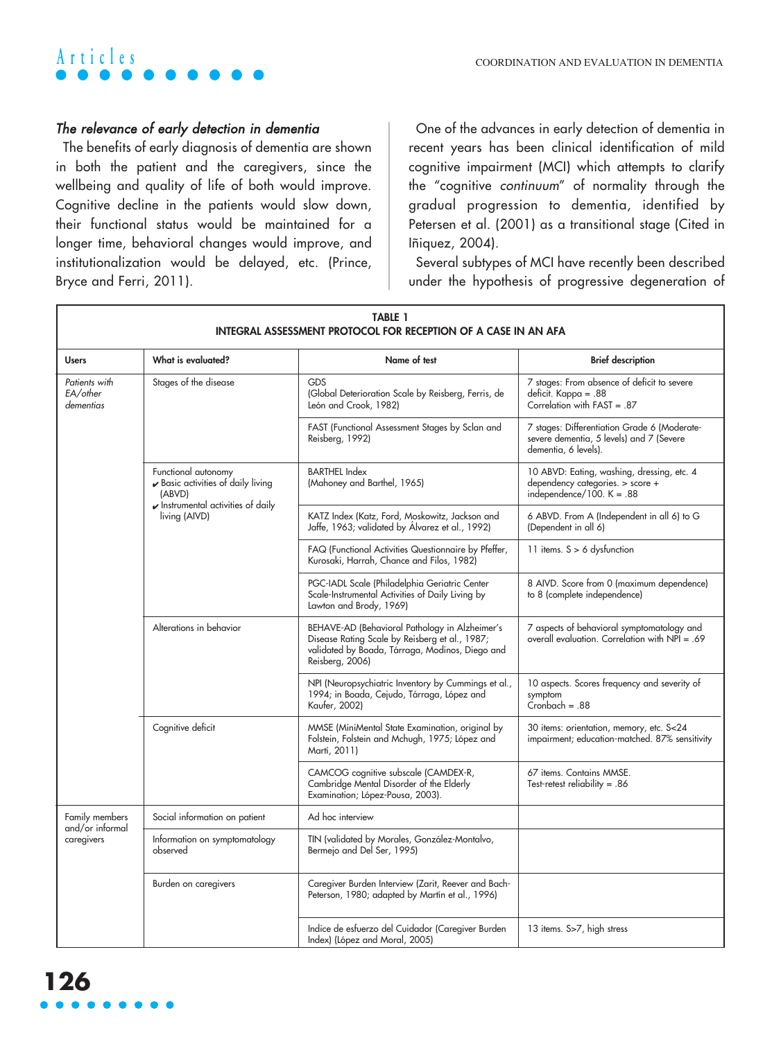### *The relevance of early detection in dementia*

The benefits of early diagnosis of dementia are shown in both the patient and the caregivers, since the wellbeing and quality of life of both would improve. Cognitive decline in the patients would slow down, their functional status would be maintained for a longer time, behavioral changes would improve, and institutionalization would be delayed, etc. (Prince, Bryce and Ferri, 2011).

One of the advances in early detection of dementia in recent years has been clinical identification of mild cognitive impairment (MCI) which attempts to clarify the "cognitive *continuum*" of normality through the gradual progression to dementia, identified by Petersen et al. (2001) as a transitional stage (Cited in Iñiquez, 2004).

Several subtypes of MCI have recently been described under the hypothesis of progressive degeneration of

**TABLE 1**
**INTEGRAL ASSESSMENT PROTOCOL FOR RECEPTION OF A CASE IN AN AFA**

| Users | What is evaluated? | Name of test | Brief description |
|---|---|---|---|
| *Patients with EA/other dementias* | Stages of the disease | GDS (Global Deterioration Scale by Reisberg, Ferris, de León and Crook, 1982) | 7 stages: From absence of deficit to severe deficit. Kappa = .88 Correlation with FAST = .87 |
| | | FAST (Functional Assessment Stages by Sclan and Reisberg, 1992) | 7 stages: Differentiation Grade 6 (Moderate-severe dementia, 5 levels) and 7 (Severe dementia, 6 levels). |
| | Functional autonomy ✔ Basic activities of daily living (ABVD) ✔ Instrumental activities of daily living (AIVD) | BARTHEL Index (Mahoney and Barthel, 1965) | 10 ABVD: Eating, washing, dressing, etc. 4 dependency categories. > score + independence/100. K = .88 |
| | | KATZ Index (Katz, Ford, Moskowitz, Jackson and Jaffe, 1963; validated by Álvarez et al., 1992) | 6 ABVD. From A (Independent in all 6) to G (Dependent in all 6) |
| | | FAQ (Functional Activities Questionnaire by Pfeffer, Kurosaki, Harrah, Chance and Filos, 1982) | 11 items. S > 6 dysfunction |
| | | PGC-IADL Scale (Philadelphia Geriatric Center Scale-Instrumental Activities of Daily Living by Lawton and Brody, 1969) | 8 AIVD. Score from 0 (maximum dependence) to 8 (complete independence) |
| | Alterations in behavior | BEHAVE-AD (Behavioral Pathology in Alzheimer's Disease Rating Scale by Reisberg et al., 1987; validated by Boada, Tárraga, Modinos, Diego and Reisberg, 2006) | 7 aspects of behavioral symptomatology and overall evaluation. Correlation with NPI = .69 |
| | | NPI (Neuropsychiatric Inventory by Cummings et al., 1994; in Boada, Cejudo, Tárraga, López and Kaufer, 2002) | 10 aspects. Scores frequency and severity of symptom Cronbach = .88 |
| | Cognitive deficit | MMSE (MiniMental State Examination, original by Folstein, Folstein and Mchugh, 1975; López and Martí, 2011) | 30 items: orientation, memory, etc. S<24 impairment; education-matched. 87% sensitivity |
| | | CAMCOG cognitive subscale (CAMDEX-R, Cambridge Mental Disorder of the Elderly Examination; López-Pousa, 2003). | 67 items. Contains MMSE. Test-retest reliability = .86 |
| Family members and/or informal caregivers | Social information on patient | Ad hoc interview | |
| | Information on symptomatology observed | TIN (validated by Morales, González-Montalvo, Bermejo and Del Ser, 1995) | |
| | Burden on caregivers | Caregiver Burden Interview (Zarit, Reever and Bach-Peterson, 1980; adapted by Martín et al., 1996) | |
| | | Indice de esfuerzo del Cuidador (Caregiver Burden Index) (López and Moral, 2005) | 13 items. S>7, high stress |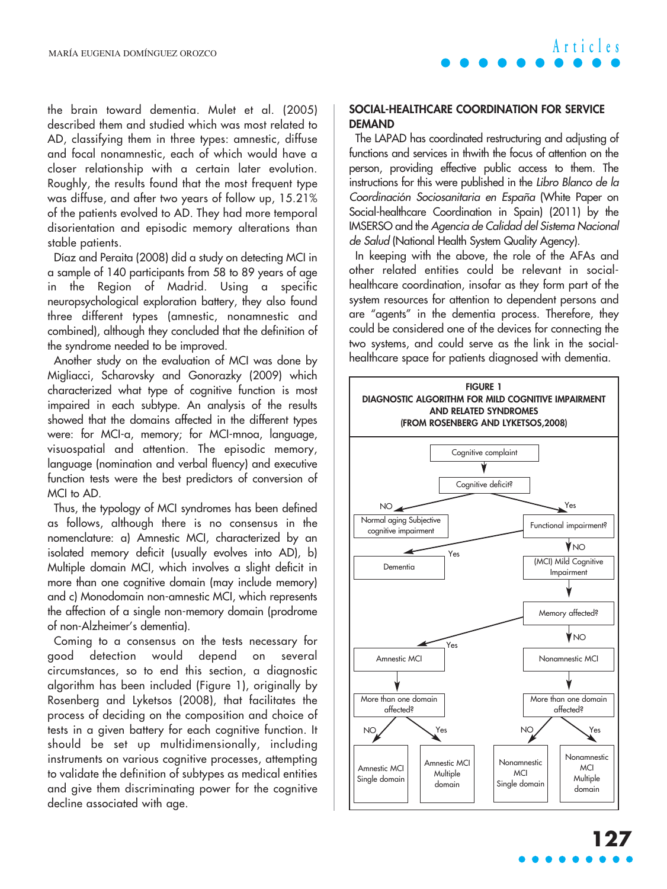the brain toward dementia. Mulet et al. (2005) described them and studied which was most related to AD, classifying them in three types: amnestic, diffuse and focal nonamnestic, each of which would have a closer relationship with a certain later evolution. Roughly, the results found that the most frequent type was diffuse, and after two years of follow up, 15.21% of the patients evolved to AD. They had more temporal disorientation and episodic memory alterations than stable patients.

Díaz and Peraita (2008) did a study on detecting MCI in a sample of 140 participants from 58 to 89 years of age in the Region of Madrid. Using a specific neuropsychological exploration battery, they also found three different types (amnestic, nonamnestic and combined), although they concluded that the definition of the syndrome needed to be improved.

Another study on the evaluation of MCI was done by Migliacci, Scharovsky and Gonorazky (2009) which characterized what type of cognitive function is most impaired in each subtype. An analysis of the results showed that the domains affected in the different types were: for MCI-a, memory; for MCI-mnoa, language, visuospatial and attention. The episodic memory, language (nomination and verbal fluency) and executive function tests were the best predictors of conversion of MCI to AD.

Thus, the typology of MCI syndromes has been defined as follows, although there is no consensus in the nomenclature: a) Amnestic MCI, characterized by an isolated memory deficit (usually evolves into AD), b) Multiple domain MCI, which involves a slight deficit in more than one cognitive domain (may include memory) and c) Monodomain non-amnestic MCI, which represents the affection of a single non-memory domain (prodrome of non-Alzheimer's dementia).

Coming to a consensus on the tests necessary for good detection would depend on several circumstances, so to end this section, a diagnostic algorithm has been included (Figure 1), originally by Rosenberg and Lyketsos (2008), that facilitates the process of deciding on the composition and choice of tests in a given battery for each cognitive function. It should be set up multidimensionally, including instruments on various cognitive processes, attempting to validate the definition of subtypes as medical entities and give them discriminating power for the cognitive decline associated with age.

## SOCIAL-HEALTHCARE COORDINATION FOR SERVICE DEMAND

The LAPAD has coordinated restructuring and adjusting of functions and services in thwith the focus of attention on the person, providing effective public access to them. The instructions for this were published in the *Libro Blanco de la Coordinación Sociosanitaria en España* (White Paper on Social-healthcare Coordination in Spain) (2011) by the IMSERSO and the *Agencia de Calidad del Sistema Nacional de Salud* (National Health System Quality Agency).

In keeping with the above, the role of the AFAs and other related entities could be relevant in social-healthcare coordination, insofar as they form part of the system resources for attention to dependent persons and are "agents" in the dementia process. Therefore, they could be considered one of the devices for connecting the two systems, and could serve as the link in the social-healthcare space for patients diagnosed with dementia.

**FIGURE 1**
**DIAGNOSTIC ALGORITHM FOR MILD COGNITIVE IMPAIRMENT AND RELATED SYNDROMES (FROM ROSENBERG AND LYKETSOS, 2008)**

- Cognitive complaint
  - Cognitive deficit?
    - NO → Normal aging Subjective cognitive impairment
    - Yes → Functional impairment?
      - Yes → Dementia
      - NO → (MCI) Mild Cognitive Impairment → Memory affected?
        - Yes → Amnestic MCI → More than one domain affected?
          - NO → Amnestic MCI Single domain
          - Yes → Amnestic MCI Multiple domain
        - NO → Nonamnestic MCI → More than one domain affected?
          - NO → Nonamnestic MCI Single domain
          - Yes → Nonamnestic MCI Multiple domain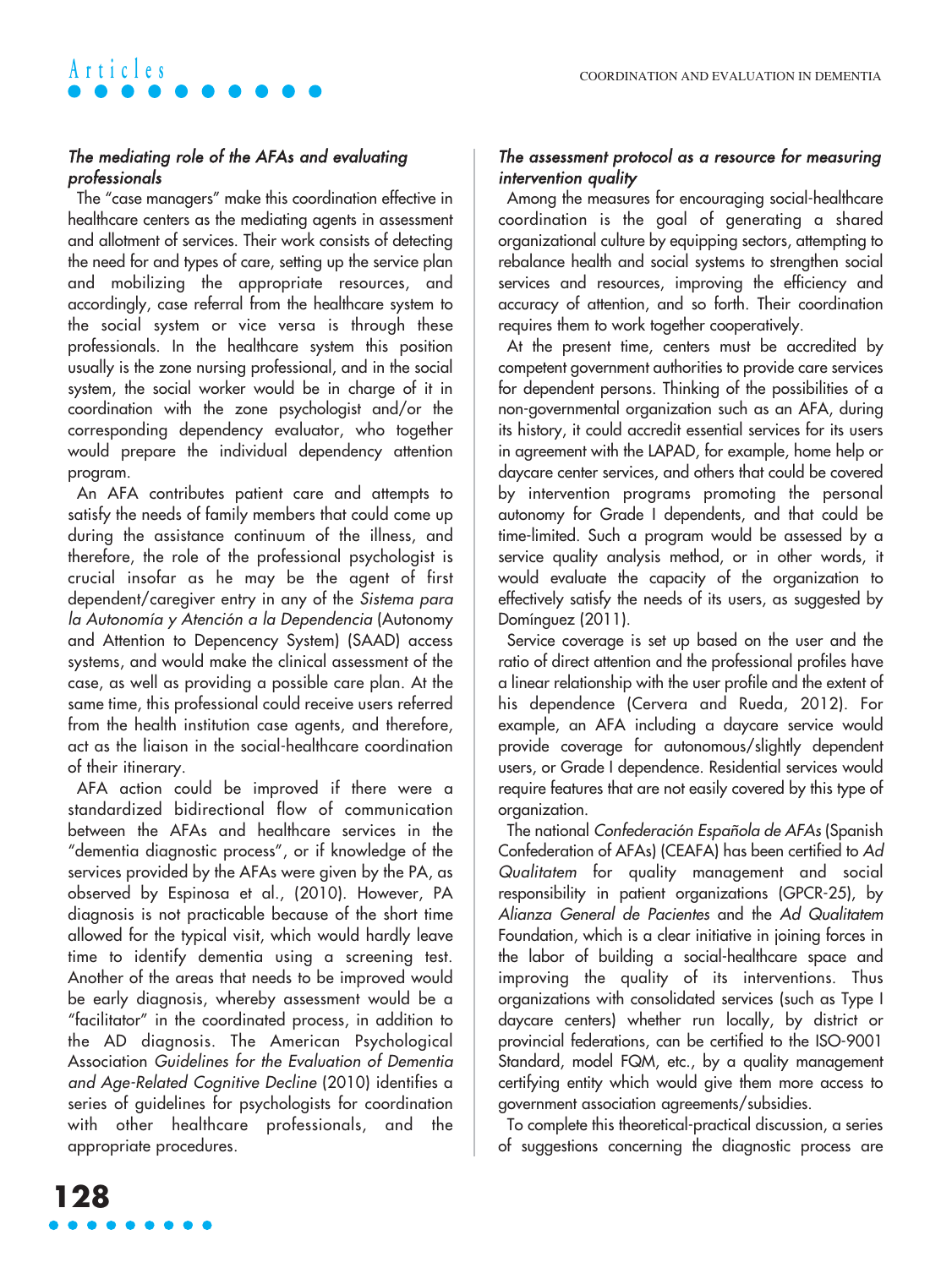### *The mediating role of the AFAs and evaluating professionals*

The "case managers" make this coordination effective in healthcare centers as the mediating agents in assessment and allotment of services. Their work consists of detecting the need for and types of care, setting up the service plan and mobilizing the appropriate resources, and accordingly, case referral from the healthcare system to the social system or vice versa is through these professionals. In the healthcare system this position usually is the zone nursing professional, and in the social system, the social worker would be in charge of it in coordination with the zone psychologist and/or the corresponding dependency evaluator, who together would prepare the individual dependency attention program.

An AFA contributes patient care and attempts to satisfy the needs of family members that could come up during the assistance continuum of the illness, and therefore, the role of the professional psychologist is crucial insofar as he may be the agent of first dependent/caregiver entry in any of the *Sistema para la Autonomía y Atención a la Dependencia* (Autonomy and Attention to Depencency System) (SAAD) access systems, and would make the clinical assessment of the case, as well as providing a possible care plan. At the same time, this professional could receive users referred from the health institution case agents, and therefore, act as the liaison in the social-healthcare coordination of their itinerary.

AFA action could be improved if there were a standardized bidirectional flow of communication between the AFAs and healthcare services in the "dementia diagnostic process", or if knowledge of the services provided by the AFAs were given by the PA, as observed by Espinosa et al., (2010). However, PA diagnosis is not practicable because of the short time allowed for the typical visit, which would hardly leave time to identify dementia using a screening test. Another of the areas that needs to be improved would be early diagnosis, whereby assessment would be a "facilitator" in the coordinated process, in addition to the AD diagnosis. The American Psychological Association *Guidelines for the Evaluation of Dementia and Age-Related Cognitive Decline* (2010) identifies a series of guidelines for psychologists for coordination with other healthcare professionals, and the appropriate procedures.

### *The assessment protocol as a resource for measuring intervention quality*

Among the measures for encouraging social-healthcare coordination is the goal of generating a shared organizational culture by equipping sectors, attempting to rebalance health and social systems to strengthen social services and resources, improving the efficiency and accuracy of attention, and so forth. Their coordination requires them to work together cooperatively.

At the present time, centers must be accredited by competent government authorities to provide care services for dependent persons. Thinking of the possibilities of a non-governmental organization such as an AFA, during its history, it could accredit essential services for its users in agreement with the LAPAD, for example, home help or daycare center services, and others that could be covered by intervention programs promoting the personal autonomy for Grade I dependents, and that could be time-limited. Such a program would be assessed by a service quality analysis method, or in other words, it would evaluate the capacity of the organization to effectively satisfy the needs of its users, as suggested by Domínguez (2011).

Service coverage is set up based on the user and the ratio of direct attention and the professional profiles have a linear relationship with the user profile and the extent of his dependence (Cervera and Rueda, 2012). For example, an AFA including a daycare service would provide coverage for autonomous/slightly dependent users, or Grade I dependence. Residential services would require features that are not easily covered by this type of organization.

The national *Confederación Española de AFAs* (Spanish Confederation of AFAs) (CEAFA) has been certified to *Ad Qualitatem* for quality management and social responsibility in patient organizations (GPCR-25), by *Alianza General de Pacientes* and the *Ad Qualitatem* Foundation, which is a clear initiative in joining forces in the labor of building a social-healthcare space and improving the quality of its interventions. Thus organizations with consolidated services (such as Type I daycare centers) whether run locally, by district or provincial federations, can be certified to the ISO-9001 Standard, model FQM, etc., by a quality management certifying entity which would give them more access to government association agreements/subsidies.

To complete this theoretical-practical discussion, a series of suggestions concerning the diagnostic process are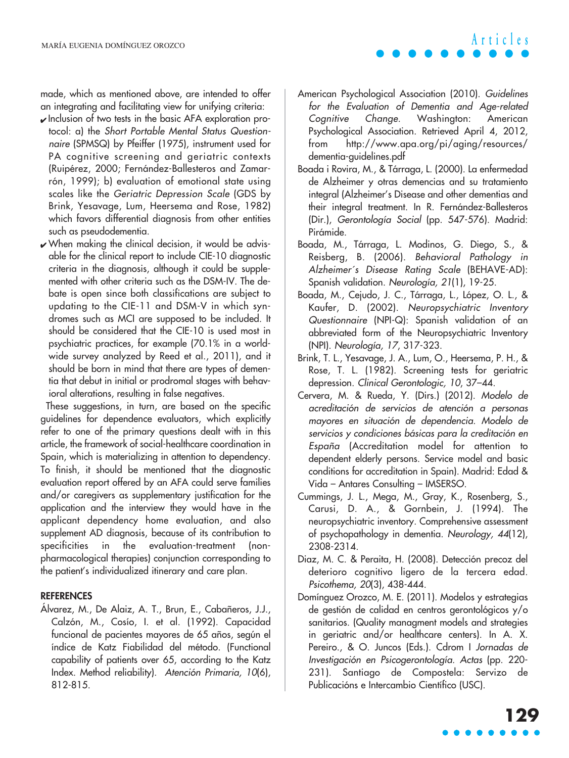made, which as mentioned above, are intended to offer an integrating and facilitating view for unifying criteria:

- Inclusion of two tests in the basic AFA exploration protocol: a) the *Short Portable Mental Status Questionnaire* (SPMSQ) by Pfeiffer (1975), instrument used for PA cognitive screening and geriatric contexts (Ruipérez, 2000; Fernández-Ballesteros and Zamarrón, 1999); b) evaluation of emotional state using scales like the *Geriatric Depression Scale* (GDS by Brink, Yesavage, Lum, Heersema and Rose, 1982) which favors differential diagnosis from other entities such as pseudodementia.
- When making the clinical decision, it would be advisable for the clinical report to include CIE-10 diagnostic criteria in the diagnosis, although it could be supplemented with other criteria such as the DSM-IV. The debate is open since both classifications are subject to updating to the CIE-11 and DSM-V in which syndromes such as MCI are supposed to be included. It should be considered that the CIE-10 is used most in psychiatric practices, for example (70.1% in a worldwide survey analyzed by Reed et al., 2011), and it should be born in mind that there are types of dementia that debut in initial or prodromal stages with behavioral alterations, resulting in false negatives.

These suggestions, in turn, are based on the specific guidelines for dependence evaluators, which explicitly refer to one of the primary questions dealt with in this article, the framework of social-healthcare coordination in Spain, which is materializing in attention to dependency. To finish, it should be mentioned that the diagnostic evaluation report offered by an AFA could serve families and/or caregivers as supplementary justification for the application and the interview they would have in the applicant dependency home evaluation, and also supplement AD diagnosis, because of its contribution to specificities in the evaluation-treatment (non-pharmacological therapies) conjunction corresponding to the patient's individualized itinerary and care plan.

## REFERENCES

Álvarez, M., De Alaiz, A. T., Brun, E., Cabañeros, J.J., Calzón, M., Cosío, I. et al. (1992). Capacidad funcional de pacientes mayores de 65 años, según el índice de Katz Fiabilidad del método. (Functional capability of patients over 65, according to the Katz Index. Method reliability). *Atención Primaria, 10*(6), 812-815.

American Psychological Association (2010). *Guidelines for the Evaluation of Dementia and Age-related Cognitive Change*. Washington: American Psychological Association. Retrieved April 4, 2012, from http://www.apa.org/pi/aging/resources/dementia-guidelines.pdf

Boada i Rovira, M., & Tárraga, L. (2000). La enfermedad de Alzheimer y otras demencias and su tratamiento integral (Alzheimer's Disease and other dementias and their integral treatment. In R. Fernández-Ballesteros (Dir.), *Gerontología Social* (pp. 547-576). Madrid: Pirámide.

Boada, M., Tárraga, L. Modinos, G. Diego, S., & Reisberg, B. (2006). *Behavioral Pathology in Alzheimer´s Disease Rating Scale* (BEHAVE-AD): Spanish validation. *Neurología, 21*(1), 19-25.

Boada, M., Cejudo, J. C., Tárraga, L., López, O. L., & Kaufer, D. (2002). *Neuropsychiatric Inventory Questionnaire* (NPI-Q): Spanish validation of an abbreviated form of the Neuropsychiatric Inventory (NPI). *Neurología, 17*, 317-323.

Brink, T. L., Yesavage, J. A., Lum, O., Heersema, P. H., & Rose, T. L. (1982). Screening tests for geriatric depression. *Clinical Gerontologic, 10*, 37–44.

Cervera, M. & Rueda, Y. (Dirs.) (2012). *Modelo de acreditación de servicios de atención a personas mayores en situación de dependencia. Modelo de servicios y condiciones básicas para la creditación en España* (Accreditation model for attention to dependent elderly persons. Service model and basic conditions for accreditation in Spain). Madrid: Edad & Vida – Antares Consulting – IMSERSO.

Cummings, J. L., Mega, M., Gray, K., Rosenberg, S., Carusi, D. A., & Gornbein, J. (1994). The neuropsychiatric inventory. Comprehensive assessment of psychopathology in dementia. *Neurology, 44*(12), 2308-2314.

Diaz, M. C. & Peraita, H. (2008). Detección precoz del deterioro cognitivo ligero de la tercera edad. *Psicothema, 20*(3), 438-444.

Domínguez Orozco, M. E. (2011). Modelos y estrategias de gestión de calidad en centros gerontológicos y/o sanitarios. (Quality managment models and strategies in geriatric and/or healthcare centers). In A. X. Pereiro., & O. Juncos (Eds.). Cdrom I *Jornadas de Investigación en Psicogerontología. Actas* (pp. 220-231). Santiago de Compostela: Servizo de Publicacións e Intercambio Científico (USC).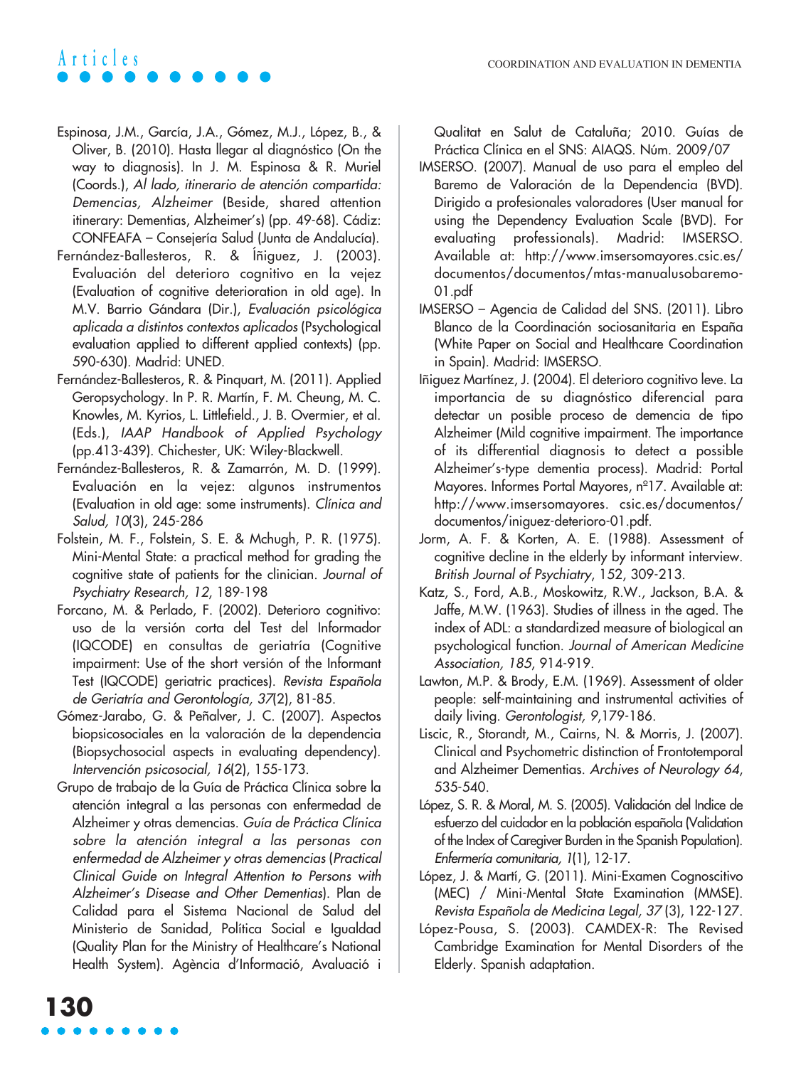Espinosa, J.M., García, J.A., Gómez, M.J., López, B., & Oliver, B. (2010). Hasta llegar al diagnóstico (On the way to diagnosis). In J. M. Espinosa & R. Muriel (Coords.), *Al lado, itinerario de atención compartida: Demencias, Alzheimer* (Beside, shared attention itinerary: Dementias, Alzheimer's) (pp. 49-68). Cádiz: CONFEAFA – Consejería Salud (Junta de Andalucía).

Fernández-Ballesteros, R. & Íñiguez, J. (2003). Evaluación del deterioro cognitivo en la vejez (Evaluation of cognitive deterioration in old age). In M.V. Barrio Gándara (Dir.), *Evaluación psicológica aplicada a distintos contextos aplicados* (Psychological evaluation applied to different applied contexts) (pp. 590-630). Madrid: UNED.

Fernández-Ballesteros, R. & Pinquart, M. (2011). Applied Geropsychology. In P. R. Martín, F. M. Cheung, M. C. Knowles, M. Kyrios, L. Littlefield., J. B. Overmier, et al. (Eds.), *IAAP Handbook of Applied Psychology* (pp.413-439). Chichester, UK: Wiley-Blackwell.

Fernández-Ballesteros, R. & Zamarrón, M. D. (1999). Evaluación en la vejez: algunos instrumentos (Evaluation in old age: some instruments). *Clínica and Salud, 10*(3), 245-286

Folstein, M. F., Folstein, S. E. & Mchugh, P. R. (1975). Mini-Mental State: a practical method for grading the cognitive state of patients for the clinician. *Journal of Psychiatry Research, 12*, 189-198

Forcano, M. & Perlado, F. (2002). Deterioro cognitivo: uso de la versión corta del Test del Informador (IQCODE) en consultas de geriatría (Cognitive impairment: Use of the short versión of the Informant Test (IQCODE) geriatric practices). *Revista Española de Geriatría and Gerontología, 37*(2), 81-85.

Gómez-Jarabo, G. & Peñalver, J. C. (2007). Aspectos biopsicosociales en la valoración de la dependencia (Biopsychosocial aspects in evaluating dependency). *Intervención psicosocial, 16*(2), 155-173.

Grupo de trabajo de la Guía de Práctica Clínica sobre la atención integral a las personas con enfermedad de Alzheimer y otras demencias. *Guía de Práctica Clínica sobre la atención integral a las personas con enfermedad de Alzheimer y otras demencias* (*Practical Clinical Guide on Integral Attention to Persons with Alzheimer's Disease and Other Dementias*). Plan de Calidad para el Sistema Nacional de Salud del Ministerio de Sanidad, Política Social e Igualdad (Quality Plan for the Ministry of Healthcare's National Health System). Agència d'Informació, Avaluació i Qualitat en Salut de Cataluña; 2010. Guías de Práctica Clínica en el SNS: AIAQS. Núm. 2009/07

IMSERSO. (2007). Manual de uso para el empleo del Baremo de Valoración de la Dependencia (BVD). Dirigido a profesionales valoradores (User manual for using the Dependency Evaluation Scale (BVD). For evaluating professionals). Madrid: IMSERSO. Available at: http://www.imsersomayores.csic.es/documentos/documentos/mtas-manualusobaremo-01.pdf

IMSERSO – Agencia de Calidad del SNS. (2011). Libro Blanco de la Coordinación sociosanitaria en España (White Paper on Social and Healthcare Coordination in Spain). Madrid: IMSERSO.

Iñiguez Martínez, J. (2004). El deterioro cognitivo leve. La importancia de su diagnóstico diferencial para detectar un posible proceso de demencia de tipo Alzheimer (Mild cognitive impairment. The importance of its differential diagnosis to detect a possible Alzheimer's-type dementia process). Madrid: Portal Mayores. Informes Portal Mayores, nº17. Available at: http://www.imsersomayores. csic.es/documentos/documentos/iniguez-deterioro-01.pdf.

Jorm, A. F. & Korten, A. E. (1988). Assessment of cognitive decline in the elderly by informant interview. *British Journal of Psychiatry*, 152, 309-213.

Katz, S., Ford, A.B., Moskowitz, R.W., Jackson, B.A. & Jaffe, M.W. (1963). Studies of illness in the aged. The index of ADL: a standardized measure of biological an psychological function. *Journal of American Medicine Association, 185*, 914-919.

Lawton, M.P. & Brody, E.M. (1969). Assessment of older people: self-maintaining and instrumental activities of daily living. *Gerontologist, 9*,179-186.

Liscic, R., Storandt, M., Cairns, N. & Morris, J. (2007). Clinical and Psychometric distinction of Frontotemporal and Alzheimer Dementias. *Archives of Neurology 64*, 535-540.

López, S. R. & Moral, M. S. (2005). Validación del Indice de esfuerzo del cuidador en la población española (Validation of the Index of Caregiver Burden in the Spanish Population). *Enfermería comunitaria, 1*(1), 12-17.

López, J. & Martí, G. (2011). Mini-Examen Cognoscitivo (MEC) / Mini-Mental State Examination (MMSE). *Revista Española de Medicina Legal, 37* (3), 122-127.

López-Pousa, S. (2003). CAMDEX-R: The Revised Cambridge Examination for Mental Disorders of the Elderly. Spanish adaptation.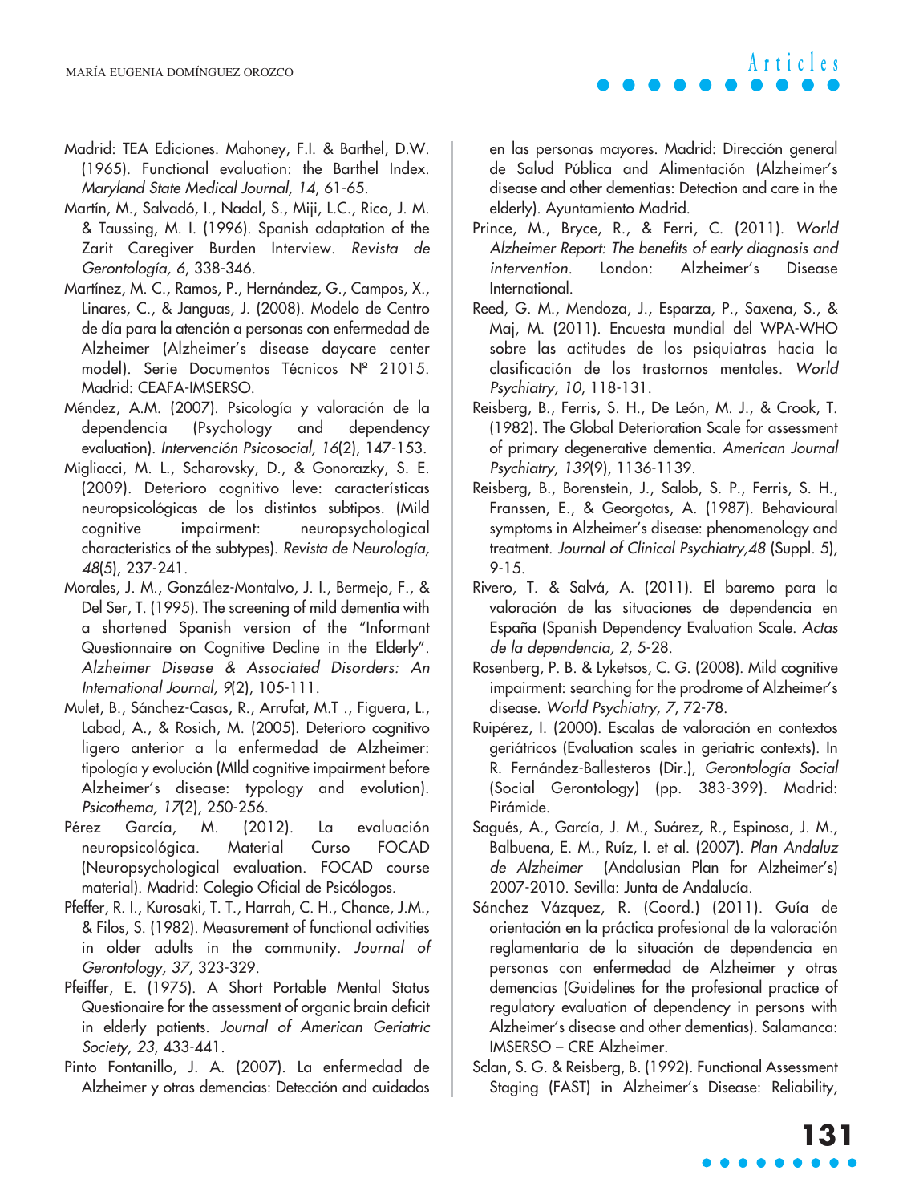Madrid: TEA Ediciones. Mahoney, F.I. & Barthel, D.W. (1965). Functional evaluation: the Barthel Index. *Maryland State Medical Journal, 14*, 61-65.

Martín, M., Salvadó, I., Nadal, S., Miji, L.C., Rico, J. M. & Taussing, M. I. (1996). Spanish adaptation of the Zarit Caregiver Burden Interview. *Revista de Gerontología, 6*, 338-346.

Martínez, M. C., Ramos, P., Hernández, G., Campos, X., Linares, C., & Janguas, J. (2008). Modelo de Centro de día para la atención a personas con enfermedad de Alzheimer (Alzheimer's disease daycare center model). Serie Documentos Técnicos Nº 21015. Madrid: CEAFA-IMSERSO.

Méndez, A.M. (2007). Psicología y valoración de la dependencia (Psychology and dependency evaluation). *Intervención Psicosocial, 16*(2), 147-153.

Migliacci, M. L., Scharovsky, D., & Gonorazky, S. E. (2009). Deterioro cognitivo leve: características neuropsicológicas de los distintos subtipos. (Mild cognitive impairment: neuropsychological characteristics of the subtypes). *Revista de Neurología, 48*(5), 237-241.

Morales, J. M., González-Montalvo, J. I., Bermejo, F., & Del Ser, T. (1995). The screening of mild dementia with a shortened Spanish version of the "Informant Questionnaire on Cognitive Decline in the Elderly". *Alzheimer Disease & Associated Disorders: An International Journal, 9*(2), 105-111.

Mulet, B., Sánchez-Casas, R., Arrufat, M.T ., Figuera, L., Labad, A., & Rosich, M. (2005). Deterioro cognitivo ligero anterior a la enfermedad de Alzheimer: tipología y evolución (MIld cognitive impairment before Alzheimer's disease: typology and evolution). *Psicothema, 17*(2), 250-256.

Pérez García, M. (2012). La evaluación neuropsicológica. Material Curso FOCAD (Neuropsychological evaluation. FOCAD course material). Madrid: Colegio Oficial de Psicólogos.

Pfeffer, R. I., Kurosaki, T. T., Harrah, C. H., Chance, J.M., & Filos, S. (1982). Measurement of functional activities in older adults in the community. *Journal of Gerontology, 37*, 323-329.

Pfeiffer, E. (1975). A Short Portable Mental Status Questionaire for the assessment of organic brain deficit in elderly patients. *Journal of American Geriatric Society, 23*, 433-441.

Pinto Fontanillo, J. A. (2007). La enfermedad de Alzheimer y otras demencias: Detección and cuidados en las personas mayores. Madrid: Dirección general de Salud Pública and Alimentación (Alzheimer's disease and other dementias: Detection and care in the elderly). Ayuntamiento Madrid.

Prince, M., Bryce, R., & Ferri, C. (2011). *World Alzheimer Report: The benefits of early diagnosis and intervention*. London: Alzheimer's Disease International.

Reed, G. M., Mendoza, J., Esparza, P., Saxena, S., & Maj, M. (2011). Encuesta mundial del WPA-WHO sobre las actitudes de los psiquiatras hacia la clasificación de los trastornos mentales. *World Psychiatry, 10*, 118-131.

Reisberg, B., Ferris, S. H., De León, M. J., & Crook, T. (1982). The Global Deterioration Scale for assessment of primary degenerative dementia. *American Journal Psychiatry, 139*(9), 1136-1139.

Reisberg, B., Borenstein, J., Salob, S. P., Ferris, S. H., Franssen, E., & Georgotas, A. (1987). Behavioural symptoms in Alzheimer's disease: phenomenology and treatment. *Journal of Clinical Psychiatry,48* (Suppl. 5), 9-15.

Rivero, T. & Salvá, A. (2011). El baremo para la valoración de las situaciones de dependencia en España (Spanish Dependency Evaluation Scale. *Actas de la dependencia, 2*, 5-28.

Rosenberg, P. B. & Lyketsos, C. G. (2008). Mild cognitive impairment: searching for the prodrome of Alzheimer's disease. *World Psychiatry, 7*, 72-78.

Ruipérez, I. (2000). Escalas de valoración en contextos geriátricos (Evaluation scales in geriatric contexts). In R. Fernández-Ballesteros (Dir.), *Gerontología Social* (Social Gerontology) (pp. 383-399). Madrid: Pirámide.

Sagués, A., García, J. M., Suárez, R., Espinosa, J. M., Balbuena, E. M., Ruíz, I. et al. (2007). *Plan Andaluz de Alzheimer* (Andalusian Plan for Alzheimer's) 2007-2010. Sevilla: Junta de Andalucía.

Sánchez Vázquez, R. (Coord.) (2011). Guía de orientación en la práctica profesional de la valoración reglamentaria de la situación de dependencia en personas con enfermedad de Alzheimer y otras demencias (Guidelines for the profesional practice of regulatory evaluation of dependency in persons with Alzheimer's disease and other dementias). Salamanca: IMSERSO – CRE Alzheimer.

Sclan, S. G. & Reisberg, B. (1992). Functional Assessment Staging (FAST) in Alzheimer's Disease: Reliability,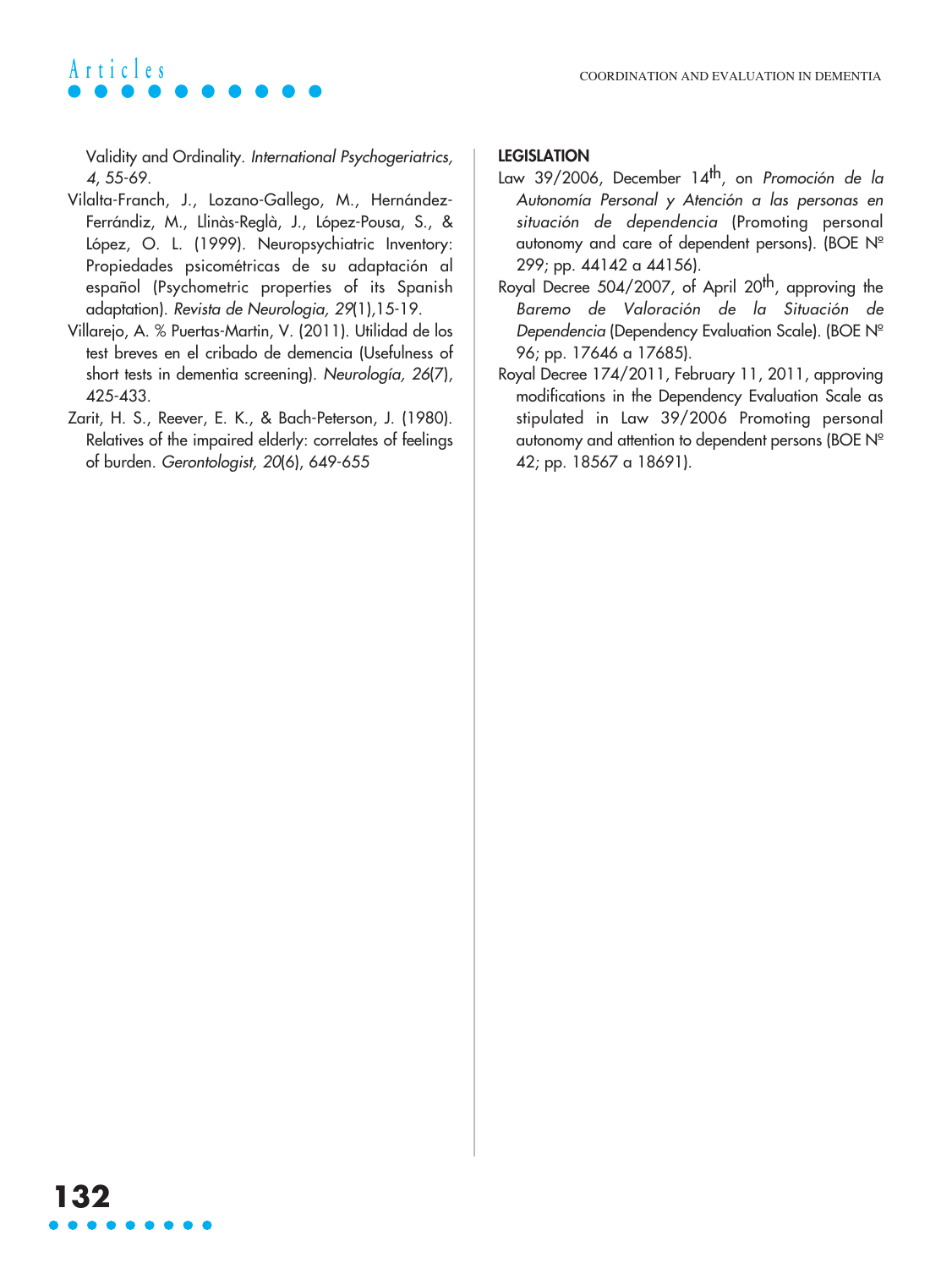Validity and Ordinality. *International Psychogeriatrics, 4*, 55-69.

Vilalta-Franch, J., Lozano-Gallego, M., Hernández-Ferrándiz, M., Llinàs-Reglà, J., López-Pousa, S., & López, O. L. (1999). Neuropsychiatric Inventory: Propiedades psicométricas de su adaptación al español (Psychometric properties of its Spanish adaptation). *Revista de Neurologia, 29*(1),15-19.

Villarejo, A. % Puertas-Martin, V. (2011). Utilidad de los test breves en el cribado de demencia (Usefulness of short tests in dementia screening). *Neurología, 26*(7), 425-433.

Zarit, H. S., Reever, E. K., & Bach-Peterson, J. (1980). Relatives of the impaired elderly: correlates of feelings of burden. *Gerontologist, 20*(6), 649-655

## LEGISLATION

Law 39/2006, December 14th, on *Promoción de la Autonomía Personal y Atención a las personas en situación de dependencia* (Promoting personal autonomy and care of dependent persons). (BOE Nº 299; pp. 44142 a 44156).

Royal Decree 504/2007, of April 20th, approving the *Baremo de Valoración de la Situación de Dependencia* (Dependency Evaluation Scale). (BOE Nº 96; pp. 17646 a 17685).

Royal Decree 174/2011, February 11, 2011, approving modifications in the Dependency Evaluation Scale as stipulated in Law 39/2006 Promoting personal autonomy and attention to dependent persons (BOE Nº 42; pp. 18567 a 18691).